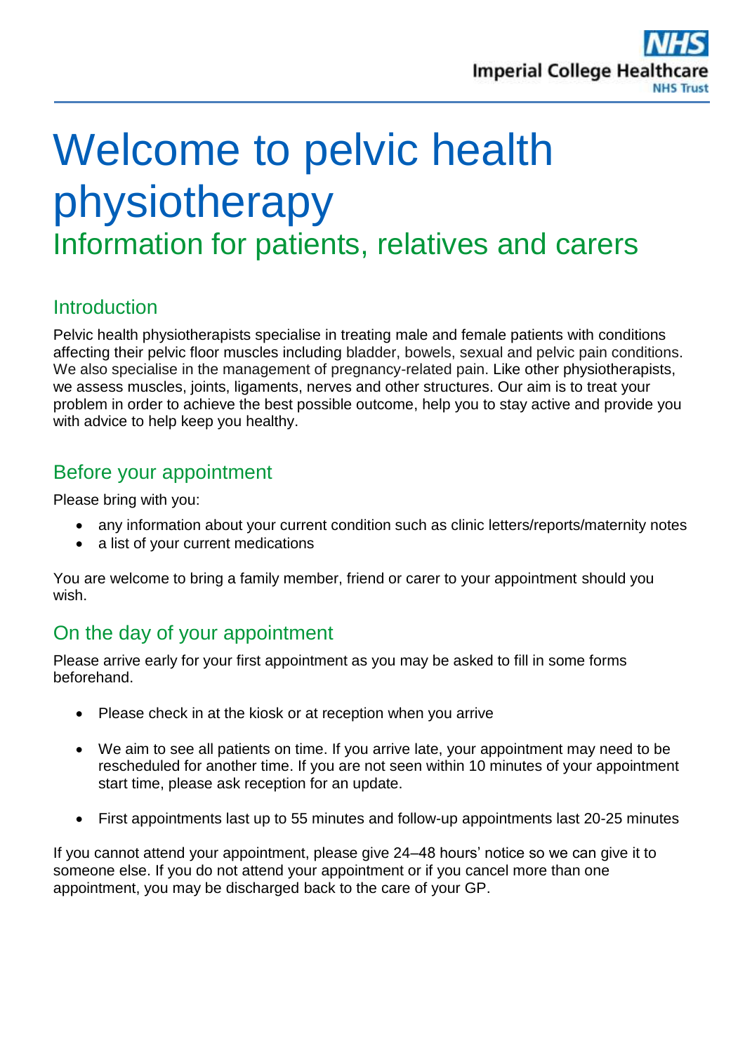# Welcome to pelvic health physiotherapy

## Information for patients, relatives and carers

### Introduction

Pelvic health physiotherapists specialise in treating male and female patients with conditions affecting their pelvic floor muscles including bladder, bowels, sexual and pelvic pain conditions. We also specialise in the management of pregnancy-related pain. Like other physiotherapists, we assess muscles, joints, ligaments, nerves and other structures. Our aim is to treat your problem in order to achieve the best possible outcome, help you to stay active and provide you with advice to help keep you healthy.

### Before your appointment

Please bring with you:

- any information about your current condition such as clinic letters/reports/maternity notes
- a list of your current medications

You are welcome to bring a family member, friend or carer to your appointment should you wish.

### On the day of your appointment

Please arrive early for your first appointment as you may be asked to fill in some forms beforehand.

- Please check in at the kiosk or at reception when you arrive
- We aim to see all patients on time. If you arrive late, your appointment may need to be rescheduled for another time. If you are not seen within 10 minutes of your appointment start time, please ask reception for an update.
- First appointments last up to 55 minutes and follow-up appointments last 20-25 minutes

If you cannot attend your appointment, please give 24–48 hours' notice so we can give it to someone else. If you do not attend your appointment or if you cancel more than one appointment, you may be discharged back to the care of your GP.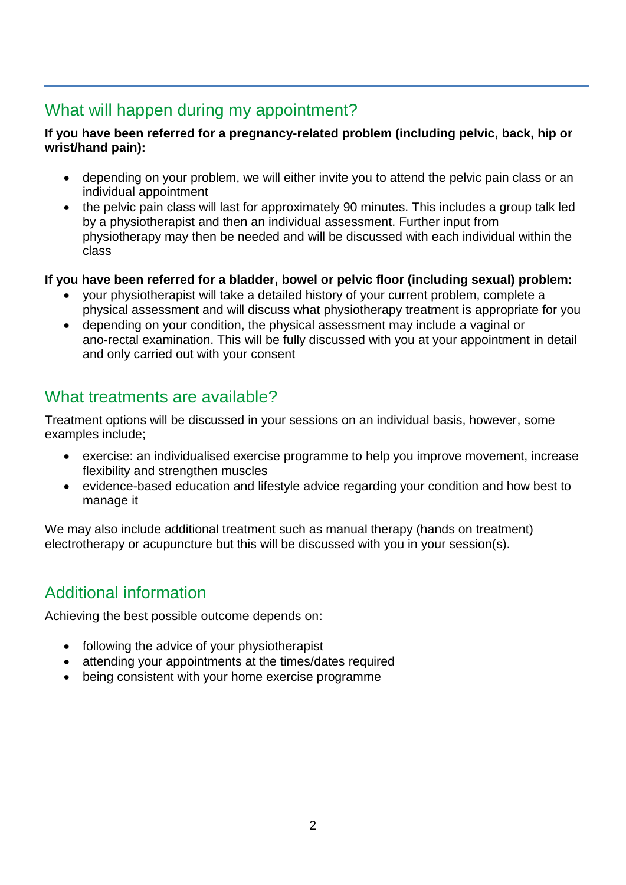## What will happen during my appointment?

**If you have been referred for a pregnancy-related problem (including pelvic, back, hip or wrist/hand pain):**

- depending on your problem, we will either invite you to attend the pelvic pain class or an individual appointment
- the pelvic pain class will last for approximately 90 minutes. This includes a group talk led by a physiotherapist and then an individual assessment. Further input from physiotherapy may then be needed and will be discussed with each individual within the class

**If you have been referred for a bladder, bowel or pelvic floor (including sexual) problem:**

- your physiotherapist will take a detailed history of your current problem, complete a physical assessment and will discuss what physiotherapy treatment is appropriate for you
- depending on your condition, the physical assessment may include a vaginal or ano-rectal examination. This will be fully discussed with you at your appointment in detail and only carried out with your consent

## What treatments are available?

Treatment options will be discussed in your sessions on an individual basis, however, some examples include;

- exercise: an individualised exercise programme to help you improve movement, increase flexibility and strengthen muscles
- evidence-based education and lifestyle advice regarding your condition and how best to manage it

We may also include additional treatment such as manual therapy (hands on treatment) electrotherapy or acupuncture but this will be discussed with you in your session(s).

## Additional information

Achieving the best possible outcome depends on:

- following the advice of your physiotherapist
- attending your appointments at the times/dates required
- being consistent with your home exercise programme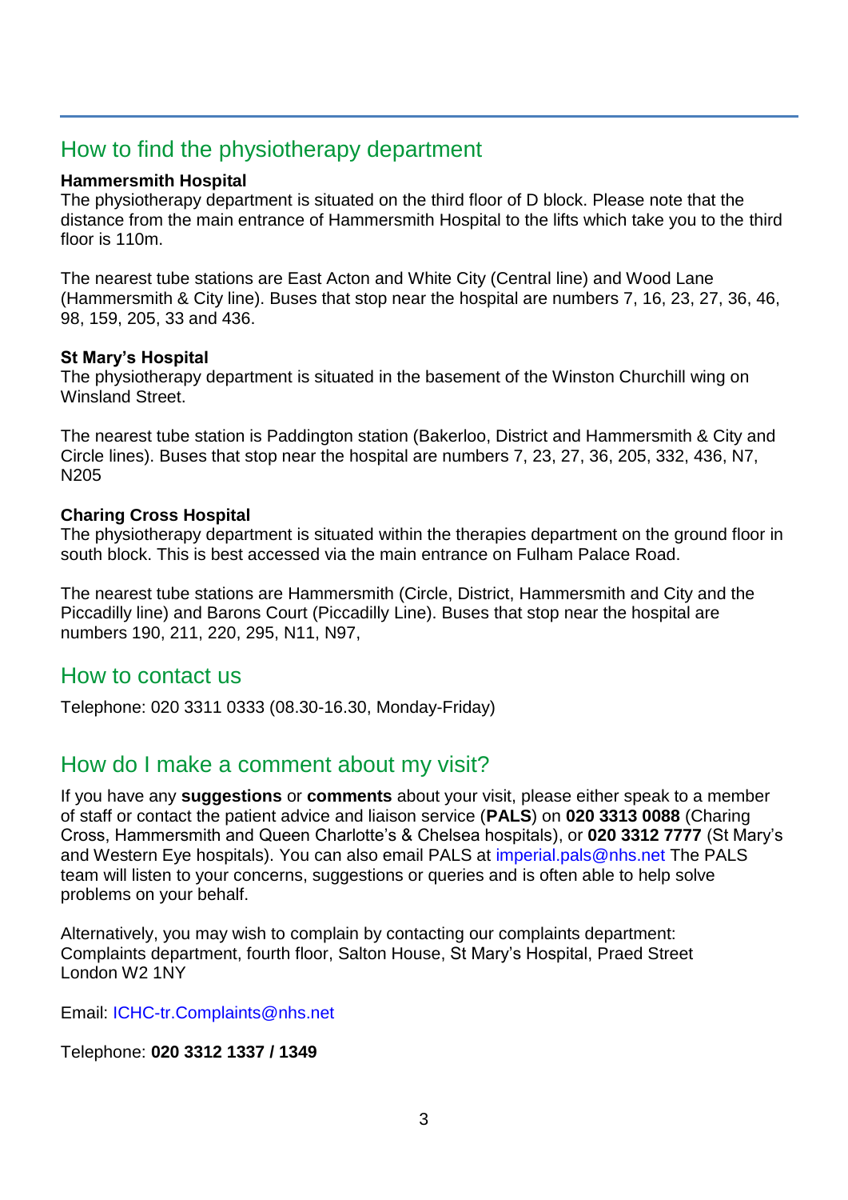## How to find the physiotherapy department

**Hammersmith Hospital**
The physiotherapy department is situated on the third floor of D block. Please note that the distance from the main entrance of Hammersmith Hospital to the lifts which take you to the third floor is 110m.

The nearest tube stations are East Acton and White City (Central line) and Wood Lane (Hammersmith & City line). Buses that stop near the hospital are numbers 7, 16, 23, 27, 36, 46, 98, 159, 205, 33 and 436.

**St Mary's Hospital**
The physiotherapy department is situated in the basement of the Winston Churchill wing on Winsland Street.

The nearest tube station is Paddington station (Bakerloo, District and Hammersmith & City and Circle lines). Buses that stop near the hospital are numbers 7, 23, 27, 36, 205, 332, 436, N7, N205

**Charing Cross Hospital**
The physiotherapy department is situated within the therapies department on the ground floor in south block. This is best accessed via the main entrance on Fulham Palace Road.

The nearest tube stations are Hammersmith (Circle, District, Hammersmith and City and the Piccadilly line) and Barons Court (Piccadilly Line). Buses that stop near the hospital are numbers 190, 211, 220, 295, N11, N97,

## How to contact us

Telephone: 020 3311 0333 (08.30-16.30, Monday-Friday)

## How do I make a comment about my visit?

If you have any **suggestions** or **comments** about your visit, please either speak to a member of staff or contact the patient advice and liaison service (**PALS**) on **020 3313 0088** (Charing Cross, Hammersmith and Queen Charlotte's & Chelsea hospitals), or **020 3312 7777** (St Mary's and Western Eye hospitals). You can also email PALS at imperial.pals@nhs.net The PALS team will listen to your concerns, suggestions or queries and is often able to help solve problems on your behalf.

Alternatively, you may wish to complain by contacting our complaints department:
Complaints department, fourth floor, Salton House, St Mary's Hospital, Praed Street
London W2 1NY

Email: ICHC-tr.Complaints@nhs.net

Telephone: **020 3312 1337 / 1349**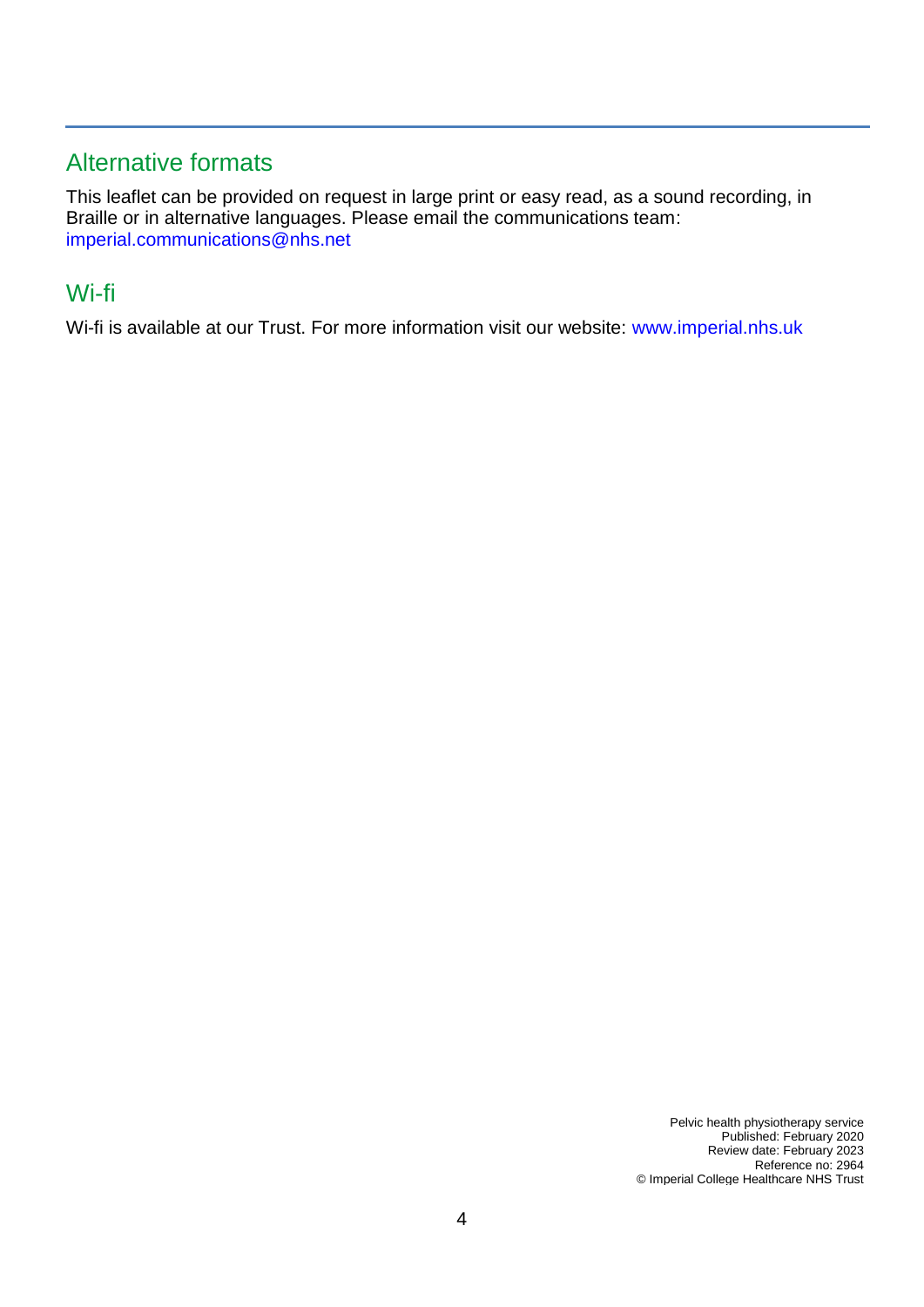## Alternative formats

This leaflet can be provided on request in large print or easy read, as a sound recording, in Braille or in alternative languages. Please email the communications team: imperial.communications@nhs.net

## Wi-fi

Wi-fi is available at our Trust. For more information visit our website: www.imperial.nhs.uk

Pelvic health physiotherapy service
Published: February 2020
Review date: February 2023
Reference no: 2964
© Imperial College Healthcare NHS Trust